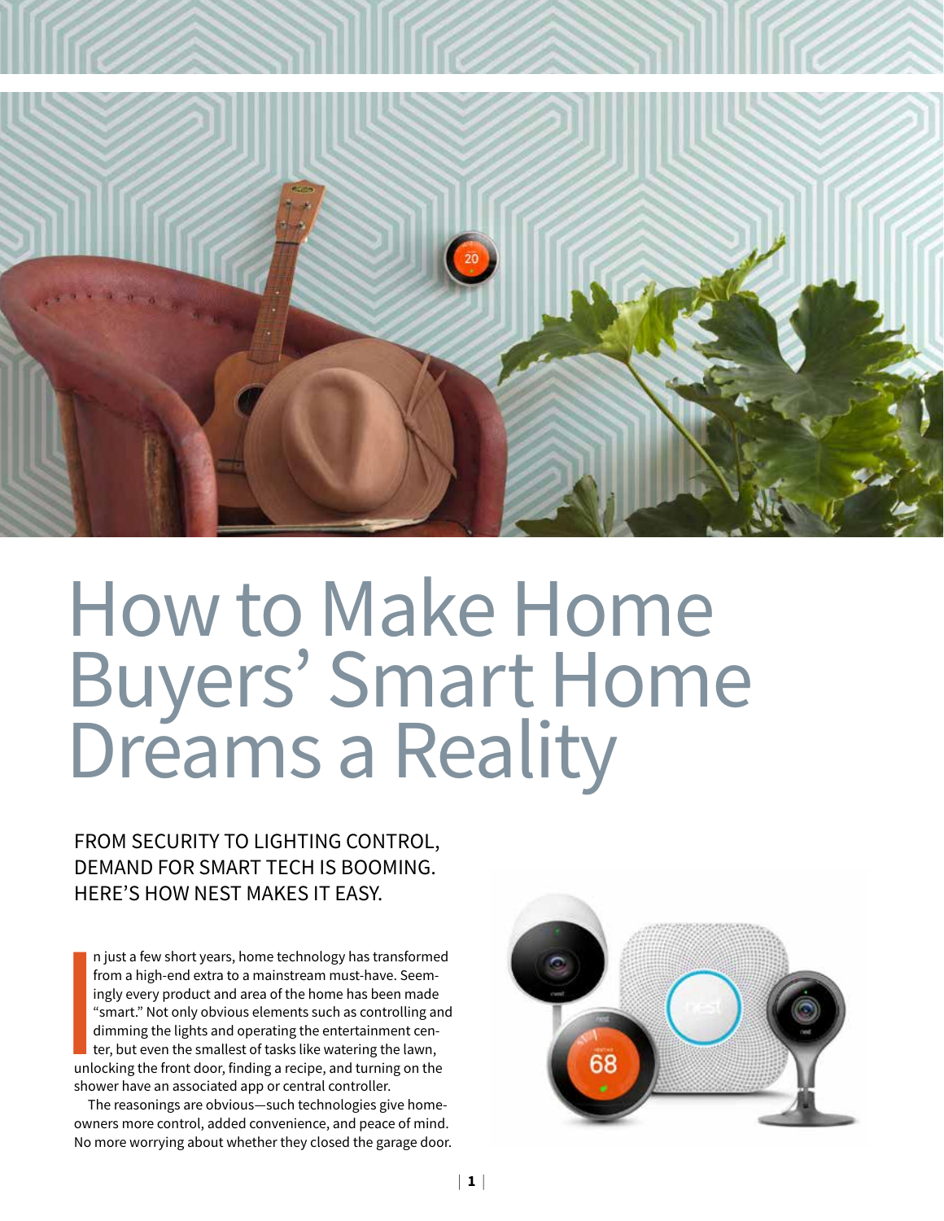# How to Make Home Buyers' Smart Home Dreams a Reality

FROM SECURITY TO LIGHTING CONTROL, DEMAND FOR SMART TECH IS BOOMING. HERE'S HOW NEST MAKES IT EASY.

In just a few short years, home technology has transformed from a high-end extra to a mainstream must-have. Seemingly every product and area of the home has been made "smart." Not only obvious elements such as controlling and dimming the lights and operating the entertainment center, but even the smallest of tasks like watering the lawn, unlocking the front door, finding a recipe, and turning on the shower have an associated app or central controller.

The reasonings are obvious—such technologies give homeowners more control, added convenience, and peace of mind. No more worrying about whether they closed the garage door.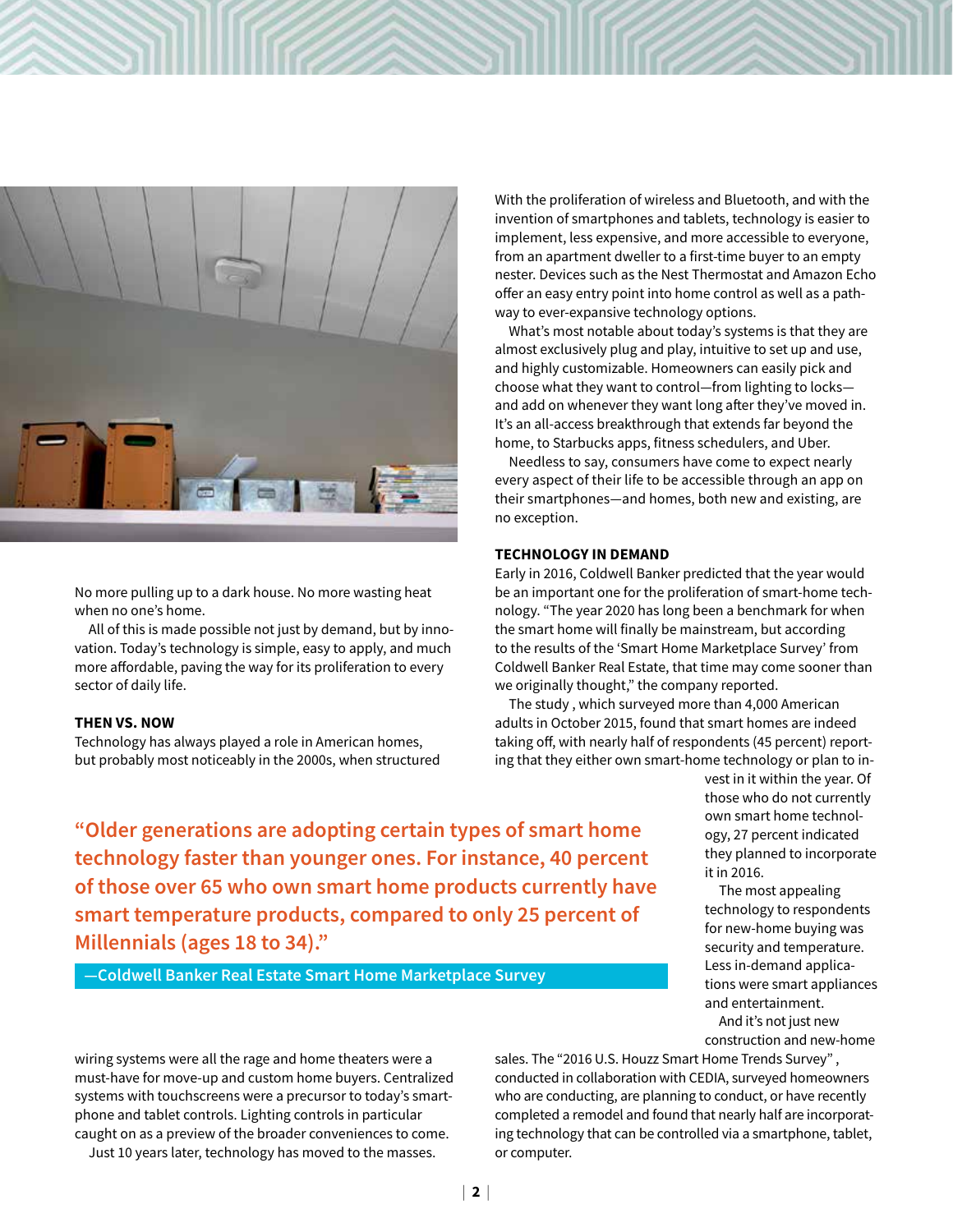No more pulling up to a dark house. No more wasting heat when no one's home.

All of this is made possible not just by demand, but by innovation. Today's technology is simple, easy to apply, and much more affordable, paving the way for its proliferation to every sector of daily life.

### THEN VS. NOW

Technology has always played a role in American homes, but probably most noticeably in the 2000s, when structured wiring systems were all the rage and home theaters were a must-have for move-up and custom home buyers. Centralized systems with touchscreens were a precursor to today's smartphone and tablet controls. Lighting controls in particular caught on as a preview of the broader conveniences to come.

Just 10 years later, technology has moved to the masses. With the proliferation of wireless and Bluetooth, and with the invention of smartphones and tablets, technology is easier to implement, less expensive, and more accessible to everyone, from an apartment dweller to a first-time buyer to an empty nester. Devices such as the Nest Thermostat and Amazon Echo offer an easy entry point into home control as well as a pathway to ever-expansive technology options.

What's most notable about today's systems is that they are almost exclusively plug and play, intuitive to set up and use, and highly customizable. Homeowners can easily pick and choose what they want to control—from lighting to locks—and add on whenever they want long after they've moved in. It's an all-access breakthrough that extends far beyond the home, to Starbucks apps, fitness schedulers, and Uber.

Needless to say, consumers have come to expect nearly every aspect of their life to be accessible through an app on their smartphones—and homes, both new and existing, are no exception.

### TECHNOLOGY IN DEMAND

Early in 2016, Coldwell Banker predicted that the year would be an important one for the proliferation of smart-home technology. "The year 2020 has long been a benchmark for when the smart home will finally be mainstream, but according to the results of the 'Smart Home Marketplace Survey' from Coldwell Banker Real Estate, that time may come sooner than we originally thought," the company reported.

The study , which surveyed more than 4,000 American adults in October 2015, found that smart homes are indeed taking off, with nearly half of respondents (45 percent) reporting that they either own smart-home technology or plan to invest in it within the year. Of those who do not currently own smart home technology, 27 percent indicated they planned to incorporate it in 2016.

The most appealing technology to respondents for new-home buying was security and temperature. Less in-demand applications were smart appliances and entertainment.

And it's not just new construction and new-home sales. The "2016 U.S. Houzz Smart Home Trends Survey" , conducted in collaboration with CEDIA, surveyed homeowners who are conducting, are planning to conduct, or have recently completed a remodel and found that nearly half are incorporating technology that can be controlled via a smartphone, tablet, or computer.

> **"Older generations are adopting certain types of smart home technology faster than younger ones. For instance, 40 percent of those over 65 who own smart home products currently have smart temperature products, compared to only 25 percent of Millennials (ages 18 to 34)."**
>
> **—Coldwell Banker Real Estate Smart Home Marketplace Survey**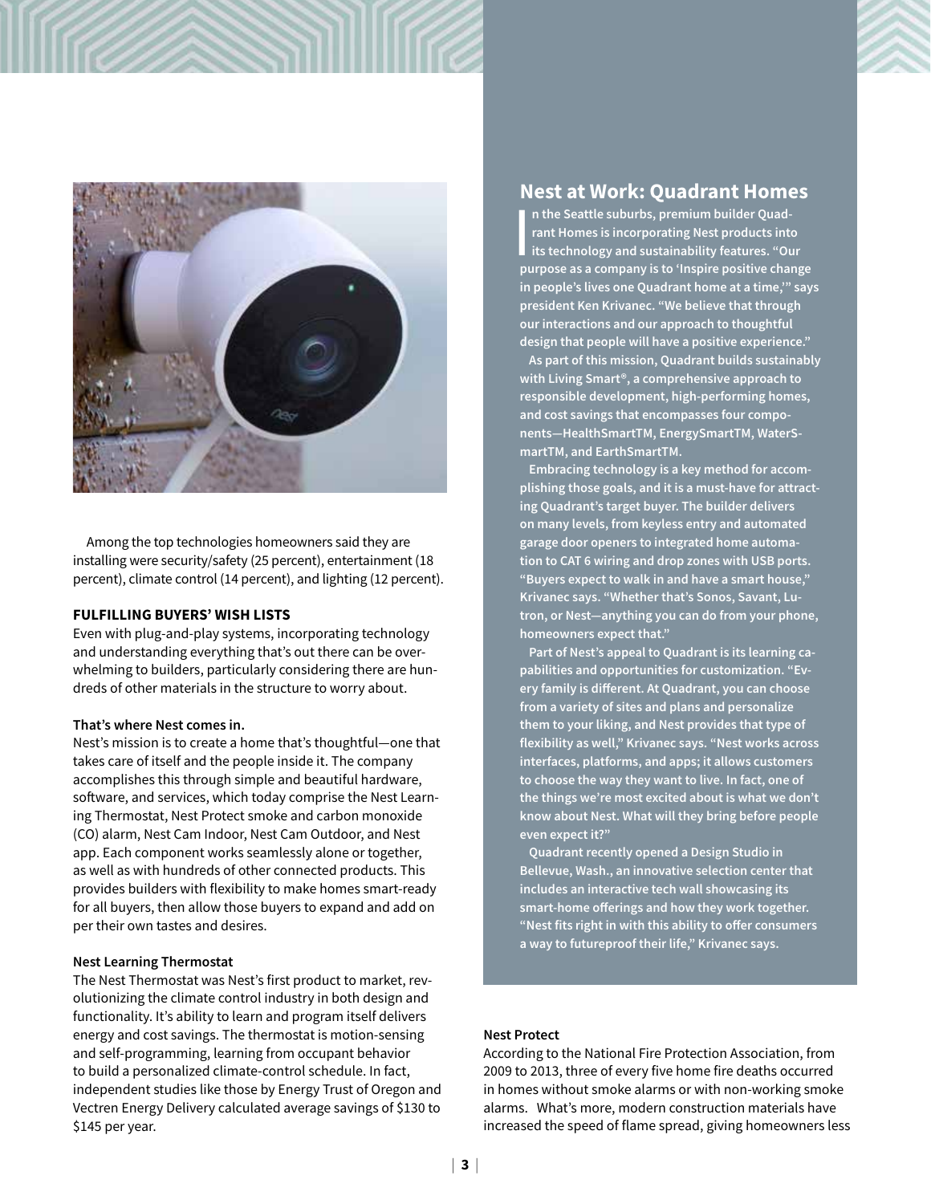Among the top technologies homeowners said they are installing were security/safety (25 percent), entertainment (18 percent), climate control (14 percent), and lighting (12 percent).

## FULFILLING BUYERS' WISH LISTS

Even with plug-and-play systems, incorporating technology and understanding everything that's out there can be overwhelming to builders, particularly considering there are hundreds of other materials in the structure to worry about.

### That's where Nest comes in.

Nest's mission is to create a home that's thoughtful—one that takes care of itself and the people inside it. The company accomplishes this through simple and beautiful hardware, software, and services, which today comprise the Nest Learning Thermostat, Nest Protect smoke and carbon monoxide (CO) alarm, Nest Cam Indoor, Nest Cam Outdoor, and Nest app. Each component works seamlessly alone or together, as well as with hundreds of other connected products. This provides builders with flexibility to make homes smart-ready for all buyers, then allow those buyers to expand and add on per their own tastes and desires.

### Nest Learning Thermostat

The Nest Thermostat was Nest's first product to market, revolutionizing the climate control industry in both design and functionality. It's ability to learn and program itself delivers energy and cost savings. The thermostat is motion-sensing and self-programming, learning from occupant behavior to build a personalized climate-control schedule. In fact, independent studies like those by Energy Trust of Oregon and Vectren Energy Delivery calculated average savings of $130 to $145 per year.

## Nest at Work: Quadrant Homes

**In the Seattle suburbs, premium builder Quadrant Homes is incorporating Nest products into its technology and sustainability features. "Our purpose as a company is to 'Inspire positive change in people's lives one Quadrant home at a time,'" says president Ken Krivanec. "We believe that through our interactions and our approach to thoughtful design that people will have a positive experience."**

**As part of this mission, Quadrant builds sustainably with Living Smart®, a comprehensive approach to responsible development, high-performing homes, and cost savings that encompasses four components—HealthSmartTM, EnergySmartTM, WaterSmartTM, and EarthSmartTM.**

**Embracing technology is a key method for accomplishing those goals, and it is a must-have for attracting Quadrant's target buyer. The builder delivers on many levels, from keyless entry and automated garage door openers to integrated home automation to CAT 6 wiring and drop zones with USB ports. "Buyers expect to walk in and have a smart house," Krivanec says. "Whether that's Sonos, Savant, Lutron, or Nest—anything you can do from your phone, homeowners expect that."**

**Part of Nest's appeal to Quadrant is its learning capabilities and opportunities for customization. "Every family is different. At Quadrant, you can choose from a variety of sites and plans and personalize them to your liking, and Nest provides that type of flexibility as well," Krivanec says. "Nest works across interfaces, platforms, and apps; it allows customers to choose the way they want to live. In fact, one of the things we're most excited about is what we don't know about Nest. What will they bring before people even expect it?"**

**Quadrant recently opened a Design Studio in Bellevue, Wash., an innovative selection center that includes an interactive tech wall showcasing its smart-home offerings and how they work together. "Nest fits right in with this ability to offer consumers a way to futureproof their life," Krivanec says.**

### Nest Protect

According to the National Fire Protection Association, from 2009 to 2013, three of every five home fire deaths occurred in homes without smoke alarms or with non-working smoke alarms. What's more, modern construction materials have increased the speed of flame spread, giving homeowners less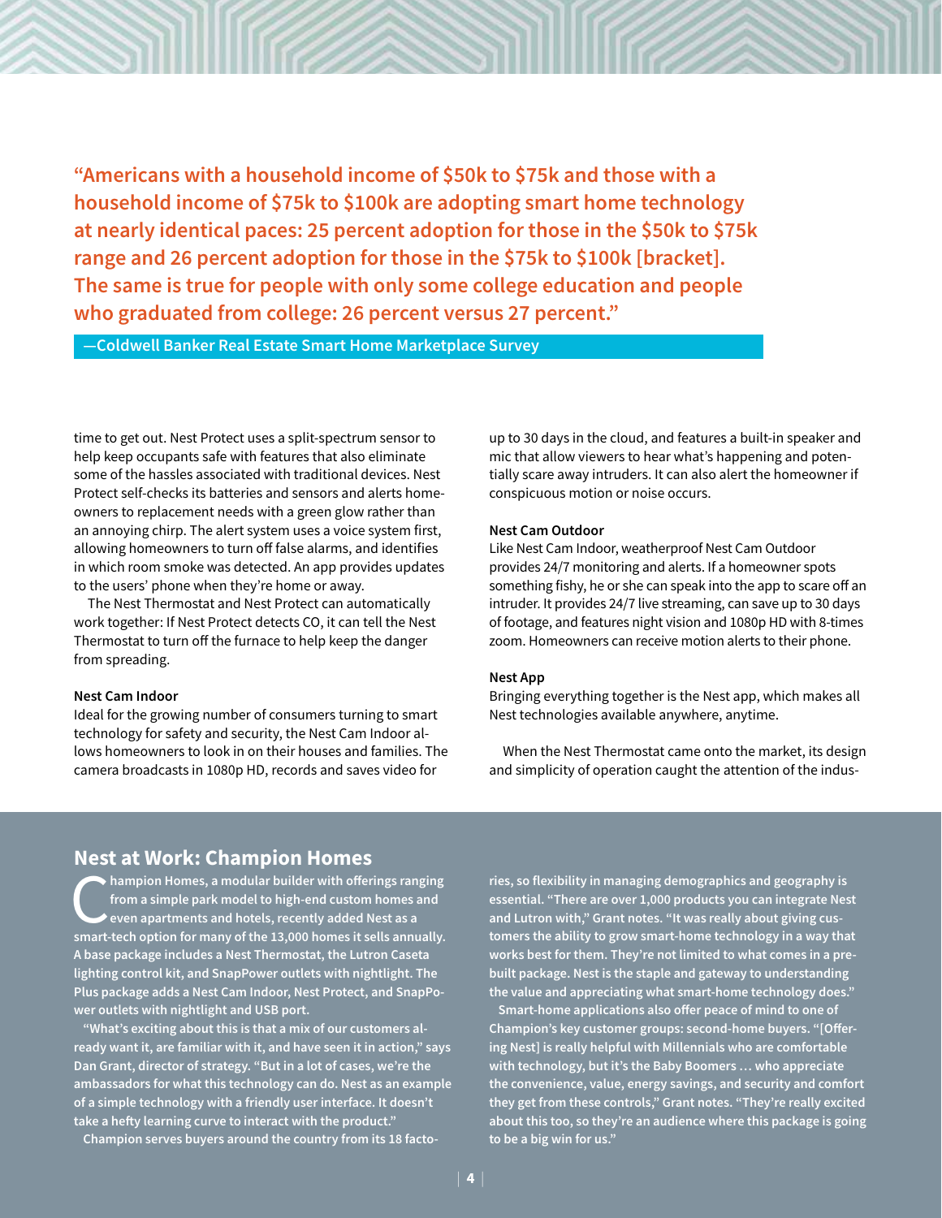> **"Americans with a household income of $50k to $75k and those with a household income of $75k to $100k are adopting smart home technology at nearly identical paces: 25 percent adoption for those in the $50k to $75k range and 26 percent adoption for those in the $75k to $100k [bracket]. The same is true for people with only some college education and people who graduated from college: 26 percent versus 27 percent."**
>
> **—Coldwell Banker Real Estate Smart Home Marketplace Survey**

time to get out. Nest Protect uses a split-spectrum sensor to help keep occupants safe with features that also eliminate some of the hassles associated with traditional devices. Nest Protect self-checks its batteries and sensors and alerts homeowners to replacement needs with a green glow rather than an annoying chirp. The alert system uses a voice system first, allowing homeowners to turn off false alarms, and identifies in which room smoke was detected. An app provides updates to the users' phone when they're home or away.

The Nest Thermostat and Nest Protect can automatically work together: If Nest Protect detects CO, it can tell the Nest Thermostat to turn off the furnace to help keep the danger from spreading.

**Nest Cam Indoor**

Ideal for the growing number of consumers turning to smart technology for safety and security, the Nest Cam Indoor allows homeowners to look in on their houses and families. The camera broadcasts in 1080p HD, records and saves video for up to 30 days in the cloud, and features a built-in speaker and mic that allow viewers to hear what's happening and potentially scare away intruders. It can also alert the homeowner if conspicuous motion or noise occurs.

**Nest Cam Outdoor**

Like Nest Cam Indoor, weatherproof Nest Cam Outdoor provides 24/7 monitoring and alerts. If a homeowner spots something fishy, he or she can speak into the app to scare off an intruder. It provides 24/7 live streaming, can save up to 30 days of footage, and features night vision and 1080p HD with 8-times zoom. Homeowners can receive motion alerts to their phone.

**Nest App**

Bringing everything together is the Nest app, which makes all Nest technologies available anywhere, anytime.

When the Nest Thermostat came onto the market, its design and simplicity of operation caught the attention of the indus-

## Nest at Work: Champion Homes

**Champion Homes, a modular builder with offerings ranging from a simple park model to high-end custom homes and even apartments and hotels, recently added Nest as a smart-tech option for many of the 13,000 homes it sells annually. A base package includes a Nest Thermostat, the Lutron Caseta lighting control kit, and SnapPower outlets with nightlight. The Plus package adds a Nest Cam Indoor, Nest Protect, and SnapPower outlets with nightlight and USB port.**

**"What's exciting about this is that a mix of our customers already want it, are familiar with it, and have seen it in action," says Dan Grant, director of strategy. "But in a lot of cases, we're the ambassadors for what this technology can do. Nest as an example of a simple technology with a friendly user interface. It doesn't take a hefty learning curve to interact with the product."**

**Champion serves buyers around the country from its 18 factories, so flexibility in managing demographics and geography is essential. "There are over 1,000 products you can integrate Nest and Lutron with," Grant notes. "It was really about giving customers the ability to grow smart-home technology in a way that works best for them. They're not limited to what comes in a prebuilt package. Nest is the staple and gateway to understanding the value and appreciating what smart-home technology does."**

**Smart-home applications also offer peace of mind to one of Champion's key customer groups: second-home buyers. "[Offering Nest] is really helpful with Millennials who are comfortable with technology, but it's the Baby Boomers … who appreciate the convenience, value, energy savings, and security and comfort they get from these controls," Grant notes. "They're really excited about this too, so they're an audience where this package is going to be a big win for us."**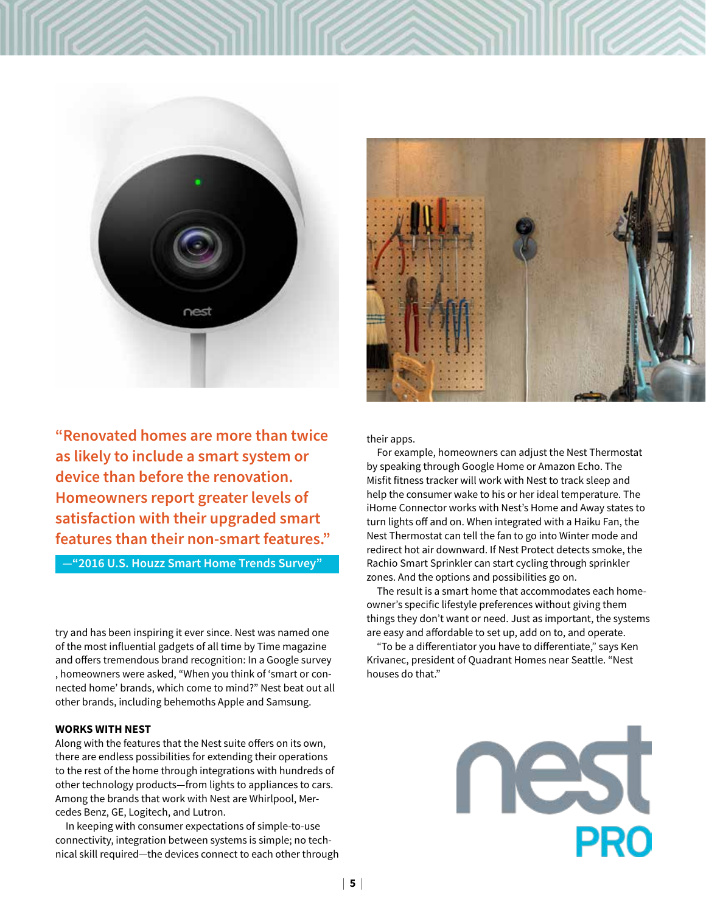> "Renovated homes are more than twice as likely to include a smart system or device than before the renovation. Homeowners report greater levels of satisfaction with their upgraded smart features than their non-smart features."
>
> —"2016 U.S. Houzz Smart Home Trends Survey"

try and has been inspiring it ever since. Nest was named one of the most influential gadgets of all time by Time magazine and offers tremendous brand recognition: In a Google survey , homeowners were asked, "When you think of 'smart or connected home' brands, which come to mind?" Nest beat out all other brands, including behemoths Apple and Samsung.

**WORKS WITH NEST**

Along with the features that the Nest suite offers on its own, there are endless possibilities for extending their operations to the rest of the home through integrations with hundreds of other technology products—from lights to appliances to cars. Among the brands that work with Nest are Whirlpool, Mercedes Benz, GE, Logitech, and Lutron.

In keeping with consumer expectations of simple-to-use connectivity, integration between systems is simple; no technical skill required—the devices connect to each other through their apps.

For example, homeowners can adjust the Nest Thermostat by speaking through Google Home or Amazon Echo. The Misfit fitness tracker will work with Nest to track sleep and help the consumer wake to his or her ideal temperature. The iHome Connector works with Nest's Home and Away states to turn lights off and on. When integrated with a Haiku Fan, the Nest Thermostat can tell the fan to go into Winter mode and redirect hot air downward. If Nest Protect detects smoke, the Rachio Smart Sprinkler can start cycling through sprinkler zones. And the options and possibilities go on.

The result is a smart home that accommodates each homeowner's specific lifestyle preferences without giving them things they don't want or need. Just as important, the systems are easy and affordable to set up, add on to, and operate.

"To be a differentiator you have to differentiate," says Ken Krivanec, president of Quadrant Homes near Seattle. "Nest houses do that."

nest PRO